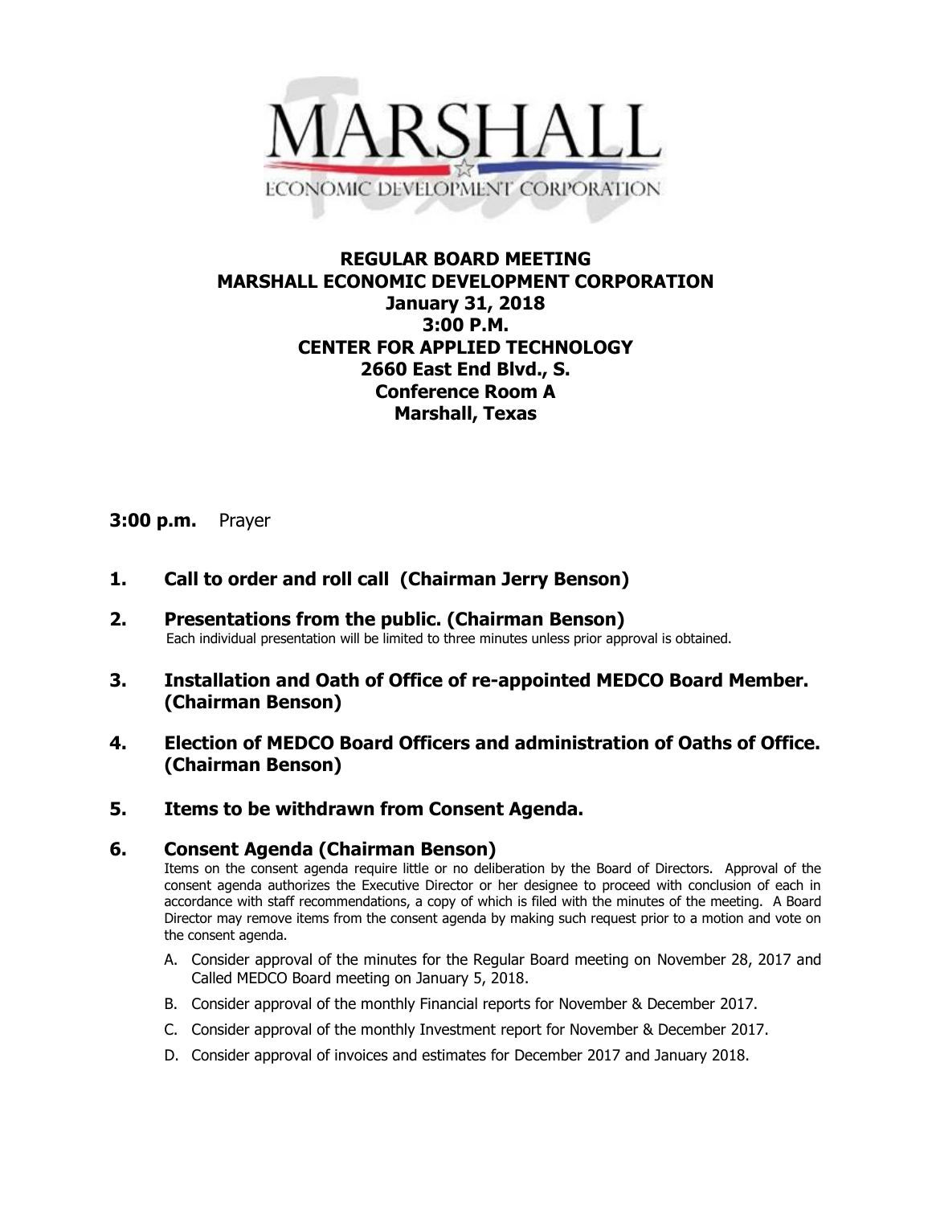MARSHALL
ECONOMIC DEVELOPMENT CORPORATION

# REGULAR BOARD MEETING
# MARSHALL ECONOMIC DEVELOPMENT CORPORATION
## January 31, 2018
## 3:00 P.M.
## CENTER FOR APPLIED TECHNOLOGY
## 2660 East End Blvd., S.
## Conference Room A
## Marshall, Texas

**3:00 p.m.** Prayer

**1. Call to order and roll call (Chairman Jerry Benson)**

**2. Presentations from the public. (Chairman Benson)**
Each individual presentation will be limited to three minutes unless prior approval is obtained.

**3. Installation and Oath of Office of re-appointed MEDCO Board Member. (Chairman Benson)**

**4. Election of MEDCO Board Officers and administration of Oaths of Office. (Chairman Benson)**

**5. Items to be withdrawn from Consent Agenda.**

**6. Consent Agenda (Chairman Benson)**
Items on the consent agenda require little or no deliberation by the Board of Directors. Approval of the consent agenda authorizes the Executive Director or her designee to proceed with conclusion of each in accordance with staff recommendations, a copy of which is filed with the minutes of the meeting. A Board Director may remove items from the consent agenda by making such request prior to a motion and vote on the consent agenda.

A. Consider approval of the minutes for the Regular Board meeting on November 28, 2017 and Called MEDCO Board meeting on January 5, 2018.
B. Consider approval of the monthly Financial reports for November & December 2017.
C. Consider approval of the monthly Investment report for November & December 2017.
D. Consider approval of invoices and estimates for December 2017 and January 2018.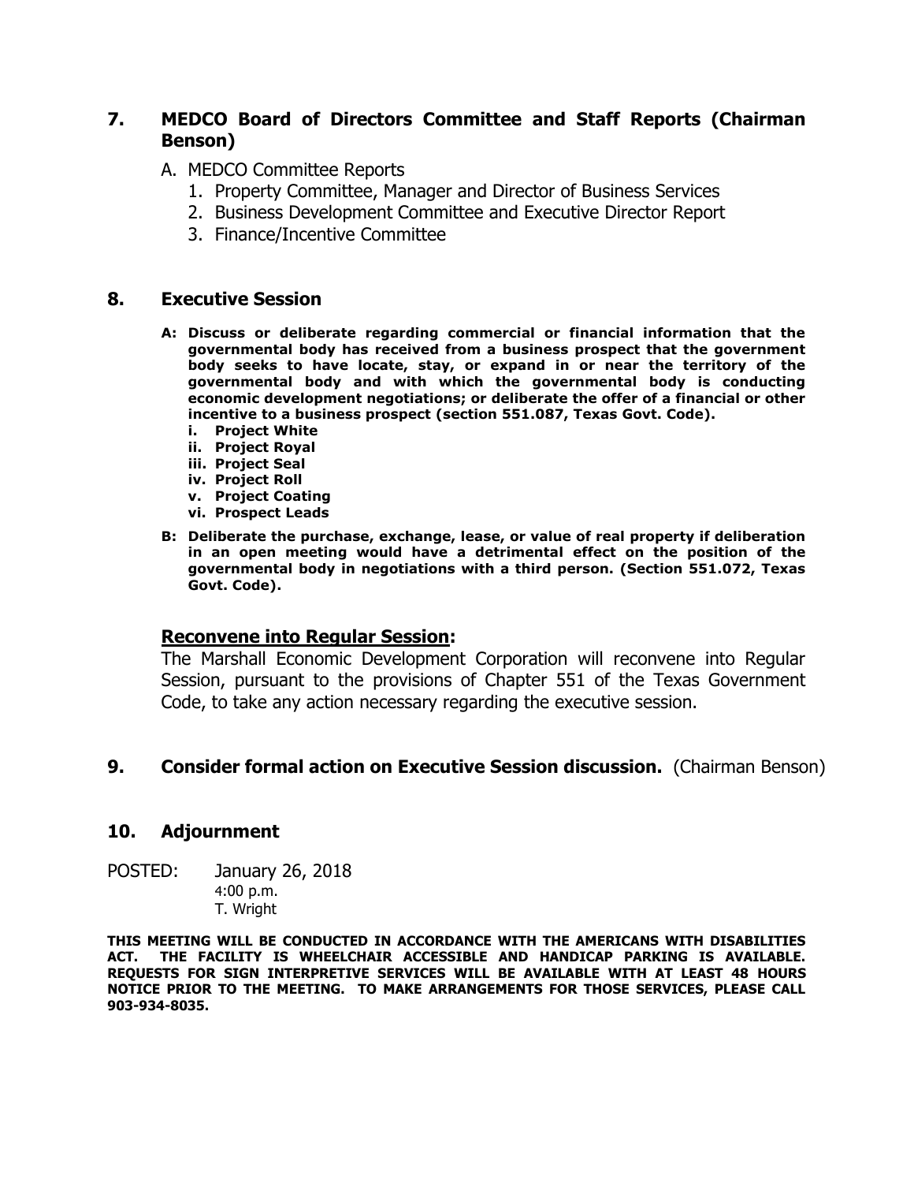## 7. MEDCO Board of Directors Committee and Staff Reports (Chairman Benson)

A. MEDCO Committee Reports
   1. Property Committee, Manager and Director of Business Services
   2. Business Development Committee and Executive Director Report
   3. Finance/Incentive Committee

## 8. Executive Session

**A: Discuss or deliberate regarding commercial or financial information that the governmental body has received from a business prospect that the government body seeks to have locate, stay, or expand in or near the territory of the governmental body and with which the governmental body is conducting economic development negotiations; or deliberate the offer of a financial or other incentive to a business prospect (section 551.087, Texas Govt. Code).**

   **i. Project White**
   **ii. Project Royal**
   **iii. Project Seal**
   **iv. Project Roll**
   **v. Project Coating**
   **vi. Prospect Leads**

**B: Deliberate the purchase, exchange, lease, or value of real property if deliberation in an open meeting would have a detrimental effect on the position of the governmental body in negotiations with a third person. (Section 551.072, Texas Govt. Code).**

### Reconvene into Regular Session:

The Marshall Economic Development Corporation will reconvene into Regular Session, pursuant to the provisions of Chapter 551 of the Texas Government Code, to take any action necessary regarding the executive session.

## 9. Consider formal action on Executive Session discussion. (Chairman Benson)

## 10. Adjournment

POSTED: January 26, 2018
4:00 p.m.
T. Wright

**THIS MEETING WILL BE CONDUCTED IN ACCORDANCE WITH THE AMERICANS WITH DISABILITIES ACT. THE FACILITY IS WHEELCHAIR ACCESSIBLE AND HANDICAP PARKING IS AVAILABLE. REQUESTS FOR SIGN INTERPRETIVE SERVICES WILL BE AVAILABLE WITH AT LEAST 48 HOURS NOTICE PRIOR TO THE MEETING. TO MAKE ARRANGEMENTS FOR THOSE SERVICES, PLEASE CALL 903-934-8035.**